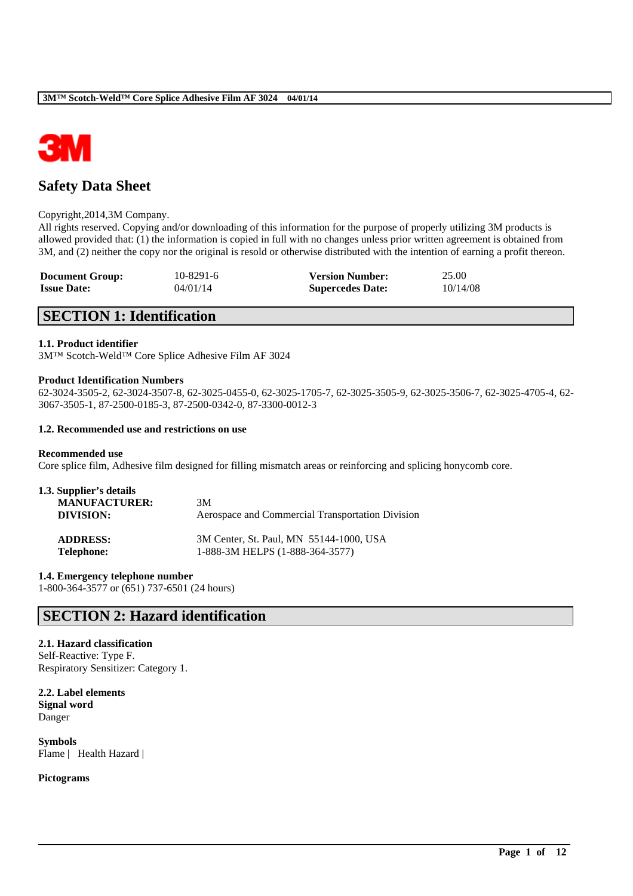# Safety Data Sheet

Copyright,2014,3M Company.
All rights reserved. Copying and/or downloading of this information for the purpose of properly utilizing 3M products is allowed provided that: (1) the information is copied in full with no changes unless prior written agreement is obtained from 3M, and (2) neither the copy nor the original is resold or otherwise distributed with the intention of earning a profit thereon.

| **Document Group:** | 10-8291-6 | **Version Number:** | 25.00 |
|---|---|---|---|
| **Issue Date:** | 04/01/14 | **Supercedes Date:** | 10/14/08 |

## SECTION 1: Identification

### 1.1. Product identifier

3M™ Scotch-Weld™ Core Splice Adhesive Film AF 3024

**Product Identification Numbers**

62-3024-3505-2, 62-3024-3507-8, 62-3025-0455-0, 62-3025-1705-7, 62-3025-3505-9, 62-3025-3506-7, 62-3025-4705-4, 62-3067-3505-1, 87-2500-0185-3, 87-2500-0342-0, 87-3300-0012-3

### 1.2. Recommended use and restrictions on use

**Recommended use**

Core splice film, Adhesive film designed for filling mismatch areas or reinforcing and splicing honycomb core.

### 1.3. Supplier's details

| | |
|---|---|
| **MANUFACTURER:** | 3M |
| **DIVISION:** | Aerospace and Commercial Transportation Division |
| **ADDRESS:** | 3M Center, St. Paul, MN 55144-1000, USA |
| **Telephone:** | 1-888-3M HELPS (1-888-364-3577) |

### 1.4. Emergency telephone number

1-800-364-3577 or (651) 737-6501 (24 hours)

## SECTION 2: Hazard identification

### 2.1. Hazard classification

Self-Reactive: Type F.
Respiratory Sensitizer: Category 1.

### 2.2. Label elements

**Signal word**

Danger

**Symbols**

Flame | Health Hazard |

**Pictograms**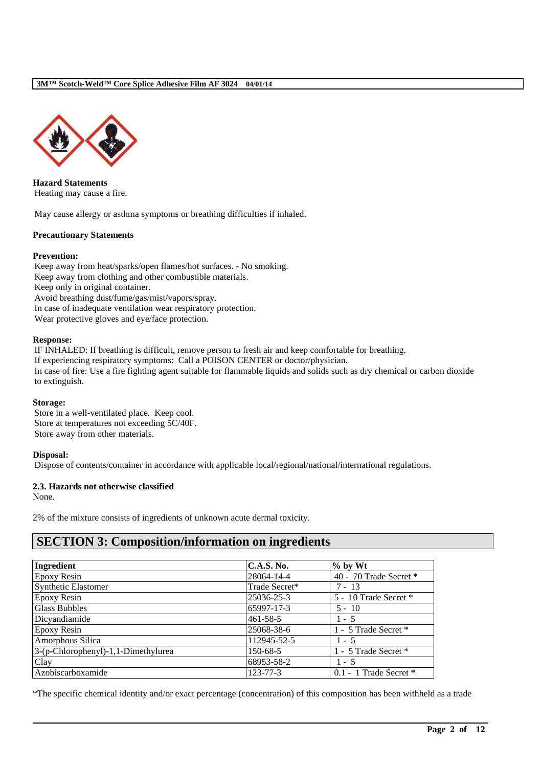**Hazard Statements**

Heating may cause a fire.

May cause allergy or asthma symptoms or breathing difficulties if inhaled.

**Precautionary Statements**

**Prevention:**

Keep away from heat/sparks/open flames/hot surfaces. - No smoking.
Keep away from clothing and other combustible materials.
Keep only in original container.
Avoid breathing dust/fume/gas/mist/vapors/spray.
In case of inadequate ventilation wear respiratory protection.
Wear protective gloves and eye/face protection.

**Response:**

IF INHALED: If breathing is difficult, remove person to fresh air and keep comfortable for breathing.
If experiencing respiratory symptoms: Call a POISON CENTER or doctor/physician.
In case of fire: Use a fire fighting agent suitable for flammable liquids and solids such as dry chemical or carbon dioxide to extinguish.

**Storage:**

Store in a well-ventilated place. Keep cool.
Store at temperatures not exceeding 5C/40F.
Store away from other materials.

**Disposal:**

Dispose of contents/container in accordance with applicable local/regional/national/international regulations.

**2.3. Hazards not otherwise classified**

None.

2% of the mixture consists of ingredients of unknown acute dermal toxicity.

## SECTION 3: Composition/information on ingredients

| Ingredient | C.A.S. No. | % by Wt |
|---|---|---|
| Epoxy Resin | 28064-14-4 | 40 - 70 Trade Secret * |
| Synthetic Elastomer | Trade Secret* | 7 - 13 |
| Epoxy Resin | 25036-25-3 | 5 - 10 Trade Secret * |
| Glass Bubbles | 65997-17-3 | 5 - 10 |
| Dicyandiamide | 461-58-5 | 1 - 5 |
| Epoxy Resin | 25068-38-6 | 1 - 5 Trade Secret * |
| Amorphous Silica | 112945-52-5 | 1 - 5 |
| 3-(p-Chlorophenyl)-1,1-Dimethylurea | 150-68-5 | 1 - 5 Trade Secret * |
| Clay | 68953-58-2 | 1 - 5 |
| Azobiscarboxamide | 123-77-3 | 0.1 - 1 Trade Secret * |

*The specific chemical identity and/or exact percentage (concentration) of this composition has been withheld as a trade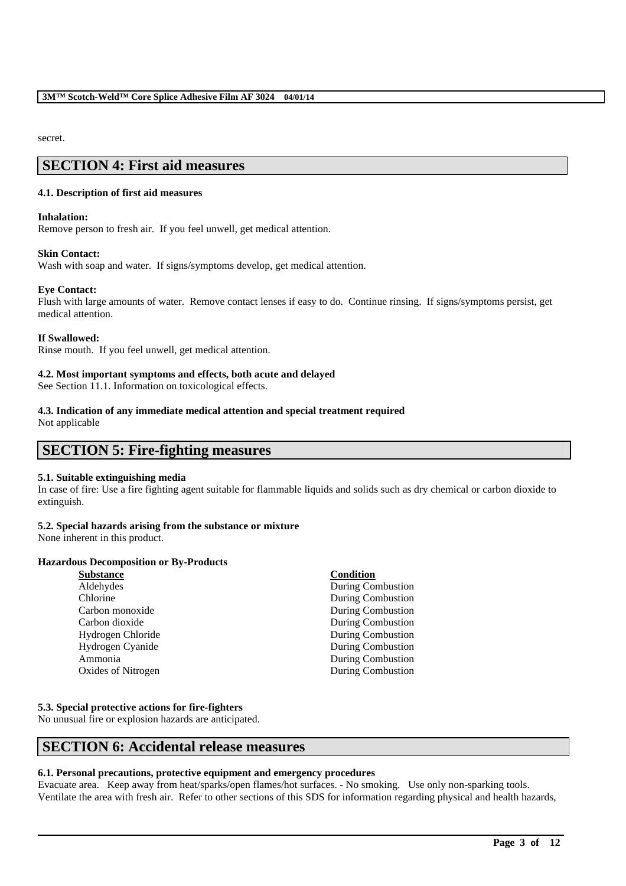secret.

## SECTION 4: First aid measures

### 4.1. Description of first aid measures

**Inhalation:**
Remove person to fresh air. If you feel unwell, get medical attention.

**Skin Contact:**
Wash with soap and water. If signs/symptoms develop, get medical attention.

**Eye Contact:**
Flush with large amounts of water. Remove contact lenses if easy to do. Continue rinsing. If signs/symptoms persist, get medical attention.

**If Swallowed:**
Rinse mouth. If you feel unwell, get medical attention.

### 4.2. Most important symptoms and effects, both acute and delayed

See Section 11.1. Information on toxicological effects.

### 4.3. Indication of any immediate medical attention and special treatment required

Not applicable

## SECTION 5: Fire-fighting measures

### 5.1. Suitable extinguishing media

In case of fire: Use a fire fighting agent suitable for flammable liquids and solids such as dry chemical or carbon dioxide to extinguish.

### 5.2. Special hazards arising from the substance or mixture

None inherent in this product.

**Hazardous Decomposition or By-Products**

| Substance | Condition |
|---|---|
| Aldehydes | During Combustion |
| Chlorine | During Combustion |
| Carbon monoxide | During Combustion |
| Carbon dioxide | During Combustion |
| Hydrogen Chloride | During Combustion |
| Hydrogen Cyanide | During Combustion |
| Ammonia | During Combustion |
| Oxides of Nitrogen | During Combustion |

### 5.3. Special protective actions for fire-fighters

No unusual fire or explosion hazards are anticipated.

## SECTION 6: Accidental release measures

### 6.1. Personal precautions, protective equipment and emergency procedures

Evacuate area. Keep away from heat/sparks/open flames/hot surfaces. - No smoking. Use only non-sparking tools. Ventilate the area with fresh air. Refer to other sections of this SDS for information regarding physical and health hazards,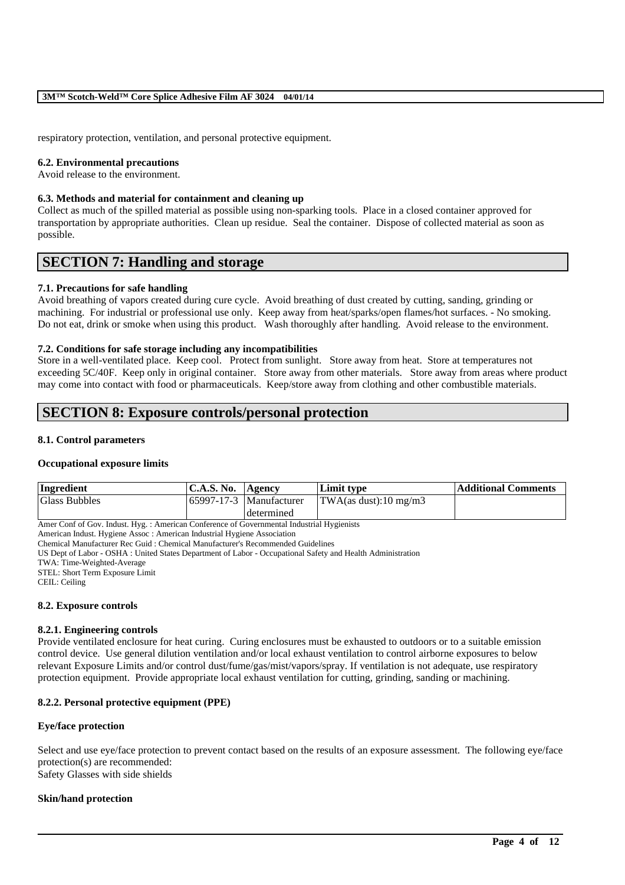respiratory protection, ventilation, and personal protective equipment.

### 6.2. Environmental precautions

Avoid release to the environment.

### 6.3. Methods and material for containment and cleaning up

Collect as much of the spilled material as possible using non-sparking tools. Place in a closed container approved for transportation by appropriate authorities. Clean up residue. Seal the container. Dispose of collected material as soon as possible.

## SECTION 7: Handling and storage

### 7.1. Precautions for safe handling

Avoid breathing of vapors created during cure cycle. Avoid breathing of dust created by cutting, sanding, grinding or machining. For industrial or professional use only. Keep away from heat/sparks/open flames/hot surfaces. - No smoking. Do not eat, drink or smoke when using this product. Wash thoroughly after handling. Avoid release to the environment.

### 7.2. Conditions for safe storage including any incompatibilities

Store in a well-ventilated place. Keep cool. Protect from sunlight. Store away from heat. Store at temperatures not exceeding 5C/40F. Keep only in original container. Store away from other materials. Store away from areas where product may come into contact with food or pharmaceuticals. Keep/store away from clothing and other combustible materials.

## SECTION 8: Exposure controls/personal protection

### 8.1. Control parameters

**Occupational exposure limits**

| Ingredient | C.A.S. No. | Agency | Limit type | Additional Comments |
|---|---|---|---|---|
| Glass Bubbles | 65997-17-3 | Manufacturer determined | TWA(as dust):10 mg/m3 | |

Amer Conf of Gov. Indust. Hyg. : American Conference of Governmental Industrial Hygienists
American Indust. Hygiene Assoc : American Industrial Hygiene Association
Chemical Manufacturer Rec Guid : Chemical Manufacturer's Recommended Guidelines
US Dept of Labor - OSHA : United States Department of Labor - Occupational Safety and Health Administration
TWA: Time-Weighted-Average
STEL: Short Term Exposure Limit
CEIL: Ceiling

### 8.2. Exposure controls

#### 8.2.1. Engineering controls

Provide ventilated enclosure for heat curing. Curing enclosures must be exhausted to outdoors or to a suitable emission control device. Use general dilution ventilation and/or local exhaust ventilation to control airborne exposures to below relevant Exposure Limits and/or control dust/fume/gas/mist/vapors/spray. If ventilation is not adequate, use respiratory protection equipment. Provide appropriate local exhaust ventilation for cutting, grinding, sanding or machining.

#### 8.2.2. Personal protective equipment (PPE)

**Eye/face protection**

Select and use eye/face protection to prevent contact based on the results of an exposure assessment. The following eye/face protection(s) are recommended:
Safety Glasses with side shields

**Skin/hand protection**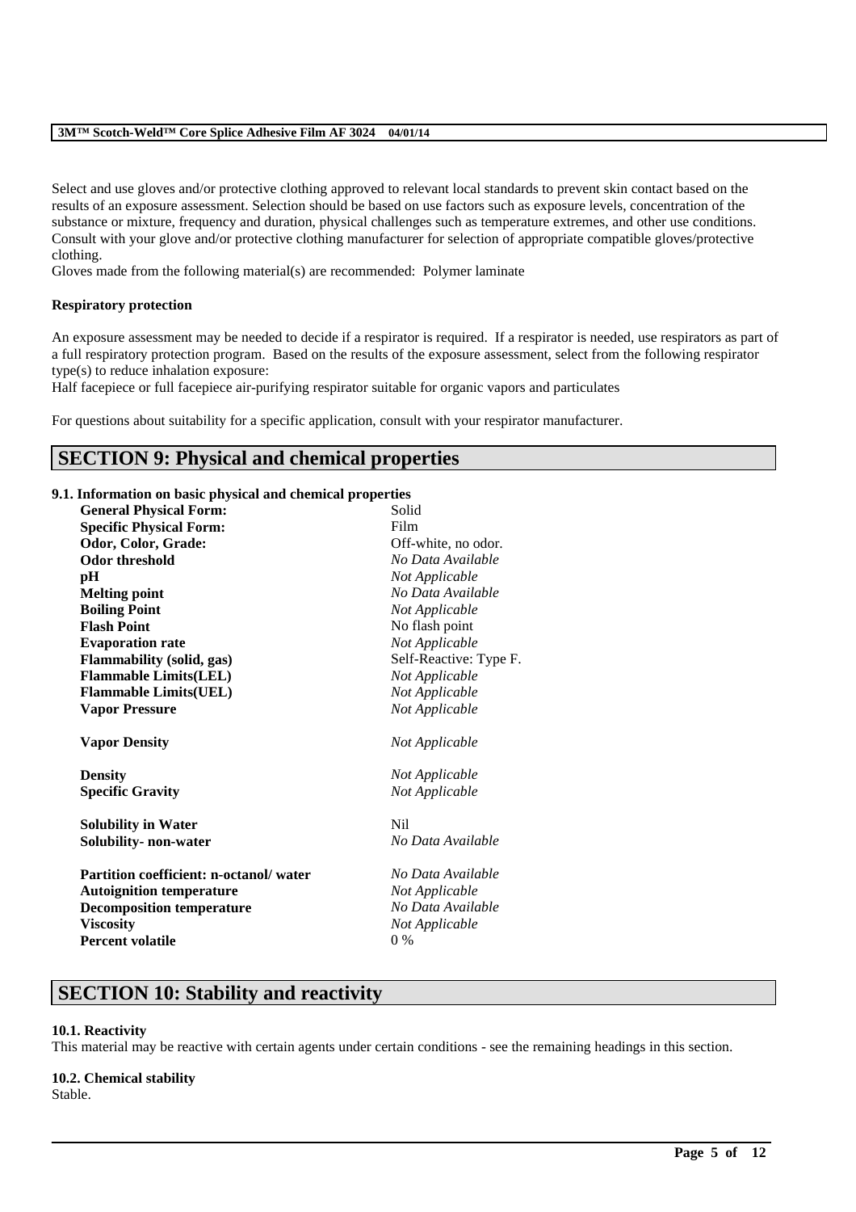Select and use gloves and/or protective clothing approved to relevant local standards to prevent skin contact based on the results of an exposure assessment. Selection should be based on use factors such as exposure levels, concentration of the substance or mixture, frequency and duration, physical challenges such as temperature extremes, and other use conditions. Consult with your glove and/or protective clothing manufacturer for selection of appropriate compatible gloves/protective clothing.
Gloves made from the following material(s) are recommended: Polymer laminate

**Respiratory protection**

An exposure assessment may be needed to decide if a respirator is required. If a respirator is needed, use respirators as part of a full respiratory protection program. Based on the results of the exposure assessment, select from the following respirator type(s) to reduce inhalation exposure:
Half facepiece or full facepiece air-purifying respirator suitable for organic vapors and particulates

For questions about suitability for a specific application, consult with your respirator manufacturer.

## SECTION 9: Physical and chemical properties

### 9.1. Information on basic physical and chemical properties

| Property | Value |
|---|---|
| **General Physical Form:** | Solid |
| **Specific Physical Form:** | Film |
| **Odor, Color, Grade:** | Off-white, no odor. |
| **Odor threshold** | *No Data Available* |
| **pH** | *Not Applicable* |
| **Melting point** | *No Data Available* |
| **Boiling Point** | *Not Applicable* |
| **Flash Point** | No flash point |
| **Evaporation rate** | *Not Applicable* |
| **Flammability (solid, gas)** | Self-Reactive: Type F. |
| **Flammable Limits(LEL)** | *Not Applicable* |
| **Flammable Limits(UEL)** | *Not Applicable* |
| **Vapor Pressure** | *Not Applicable* |
| **Vapor Density** | *Not Applicable* |
| **Density** | *Not Applicable* |
| **Specific Gravity** | *Not Applicable* |
| **Solubility in Water** | Nil |
| **Solubility- non-water** | *No Data Available* |
| **Partition coefficient: n-octanol/ water** | *No Data Available* |
| **Autoignition temperature** | *Not Applicable* |
| **Decomposition temperature** | *No Data Available* |
| **Viscosity** | *Not Applicable* |
| **Percent volatile** | 0 % |

## SECTION 10: Stability and reactivity

### 10.1. Reactivity

This material may be reactive with certain agents under certain conditions - see the remaining headings in this section.

### 10.2. Chemical stability

Stable.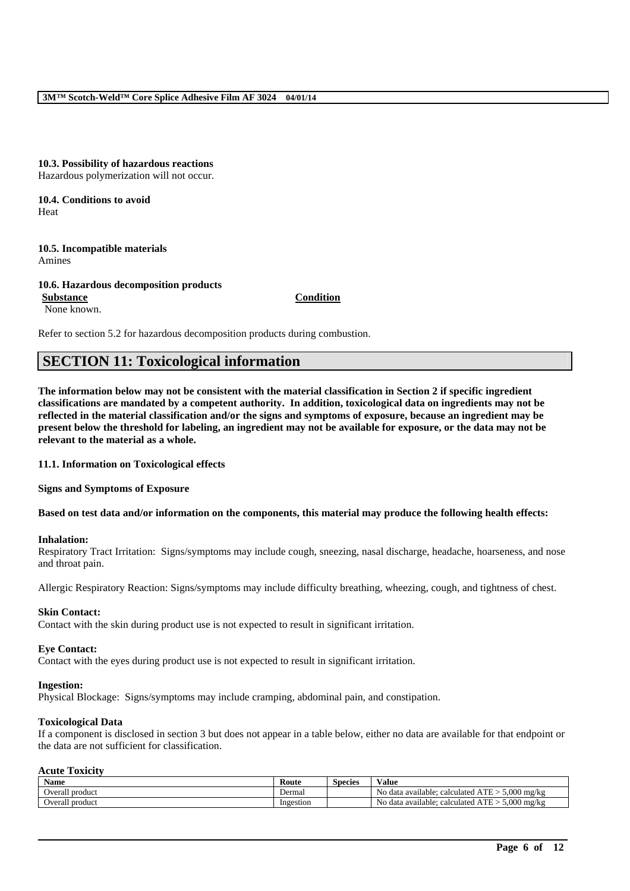**10.3. Possibility of hazardous reactions**
Hazardous polymerization will not occur.

**10.4. Conditions to avoid**
Heat

**10.5. Incompatible materials**
Amines

**10.6. Hazardous decomposition products**

| Substance | Condition |
|---|---|
| None known. | |

Refer to section 5.2 for hazardous decomposition products during combustion.

## SECTION 11: Toxicological information

**The information below may not be consistent with the material classification in Section 2 if specific ingredient classifications are mandated by a competent authority. In addition, toxicological data on ingredients may not be reflected in the material classification and/or the signs and symptoms of exposure, because an ingredient may be present below the threshold for labeling, an ingredient may not be available for exposure, or the data may not be relevant to the material as a whole.**

**11.1. Information on Toxicological effects**

**Signs and Symptoms of Exposure**

**Based on test data and/or information on the components, this material may produce the following health effects:**

**Inhalation:**
Respiratory Tract Irritation: Signs/symptoms may include cough, sneezing, nasal discharge, headache, hoarseness, and nose and throat pain.

Allergic Respiratory Reaction: Signs/symptoms may include difficulty breathing, wheezing, cough, and tightness of chest.

**Skin Contact:**
Contact with the skin during product use is not expected to result in significant irritation.

**Eye Contact:**
Contact with the eyes during product use is not expected to result in significant irritation.

**Ingestion:**
Physical Blockage: Signs/symptoms may include cramping, abdominal pain, and constipation.

**Toxicological Data**
If a component is disclosed in section 3 but does not appear in a table below, either no data are available for that endpoint or the data are not sufficient for classification.

**Acute Toxicity**

| Name | Route | Species | Value |
|---|---|---|---|
| Overall product | Dermal | | No data available; calculated ATE > 5,000 mg/kg |
| Overall product | Ingestion | | No data available; calculated ATE > 5,000 mg/kg |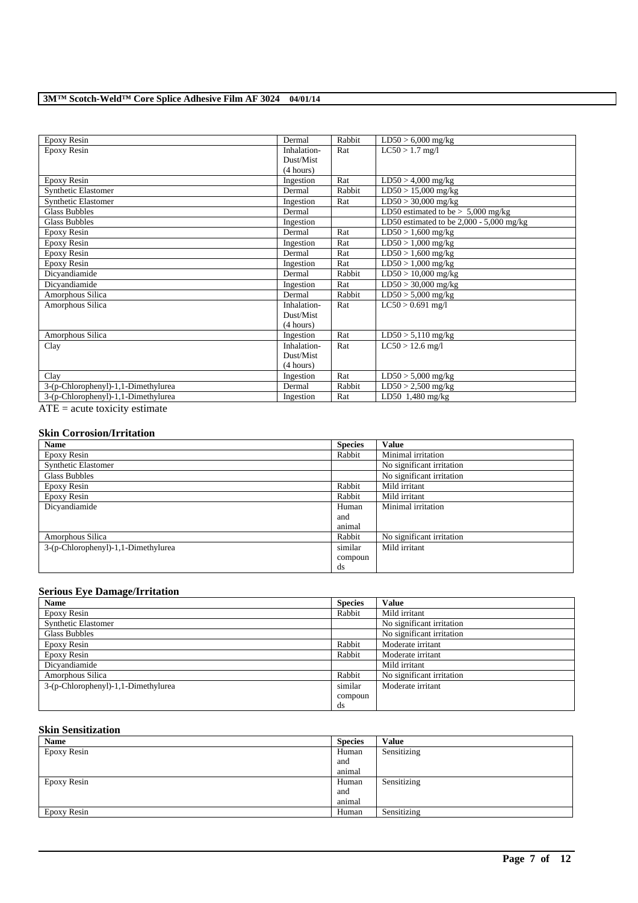| Epoxy Resin | Dermal | Rabbit | LD50 > 6,000 mg/kg |
|---|---|---|---|
| Epoxy Resin | Inhalation-Dust/Mist (4 hours) | Rat | LC50 > 1.7 mg/l |
| Epoxy Resin | Ingestion | Rat | LD50 > 4,000 mg/kg |
| Synthetic Elastomer | Dermal | Rabbit | LD50 > 15,000 mg/kg |
| Synthetic Elastomer | Ingestion | Rat | LD50 > 30,000 mg/kg |
| Glass Bubbles | Dermal | | LD50 estimated to be > 5,000 mg/kg |
| Glass Bubbles | Ingestion | | LD50 estimated to be 2,000 - 5,000 mg/kg |
| Epoxy Resin | Dermal | Rat | LD50 > 1,600 mg/kg |
| Epoxy Resin | Ingestion | Rat | LD50 > 1,000 mg/kg |
| Epoxy Resin | Dermal | Rat | LD50 > 1,600 mg/kg |
| Epoxy Resin | Ingestion | Rat | LD50 > 1,000 mg/kg |
| Dicyandiamide | Dermal | Rabbit | LD50 > 10,000 mg/kg |
| Dicyandiamide | Ingestion | Rat | LD50 > 30,000 mg/kg |
| Amorphous Silica | Dermal | Rabbit | LD50 > 5,000 mg/kg |
| Amorphous Silica | Inhalation-Dust/Mist (4 hours) | Rat | LC50 > 0.691 mg/l |
| Amorphous Silica | Ingestion | Rat | LD50 > 5,110 mg/kg |
| Clay | Inhalation-Dust/Mist (4 hours) | Rat | LC50 > 12.6 mg/l |
| Clay | Ingestion | Rat | LD50 > 5,000 mg/kg |
| 3-(p-Chlorophenyl)-1,1-Dimethylurea | Dermal | Rabbit | LD50 > 2,500 mg/kg |
| 3-(p-Chlorophenyl)-1,1-Dimethylurea | Ingestion | Rat | LD50 1,480 mg/kg |

ATE = acute toxicity estimate

### Skin Corrosion/Irritation

| Name | Species | Value |
|---|---|---|
| Epoxy Resin | Rabbit | Minimal irritation |
| Synthetic Elastomer | | No significant irritation |
| Glass Bubbles | | No significant irritation |
| Epoxy Resin | Rabbit | Mild irritant |
| Epoxy Resin | Rabbit | Mild irritant |
| Dicyandiamide | Human and animal | Minimal irritation |
| Amorphous Silica | Rabbit | No significant irritation |
| 3-(p-Chlorophenyl)-1,1-Dimethylurea | similar compounds | Mild irritant |

### Serious Eye Damage/Irritation

| Name | Species | Value |
|---|---|---|
| Epoxy Resin | Rabbit | Mild irritant |
| Synthetic Elastomer | | No significant irritation |
| Glass Bubbles | | No significant irritation |
| Epoxy Resin | Rabbit | Moderate irritant |
| Epoxy Resin | Rabbit | Moderate irritant |
| Dicyandiamide | | Mild irritant |
| Amorphous Silica | Rabbit | No significant irritation |
| 3-(p-Chlorophenyl)-1,1-Dimethylurea | similar compounds | Moderate irritant |

### Skin Sensitization

| Name | Species | Value |
|---|---|---|
| Epoxy Resin | Human and animal | Sensitizing |
| Epoxy Resin | Human and animal | Sensitizing |
| Epoxy Resin | Human | Sensitizing |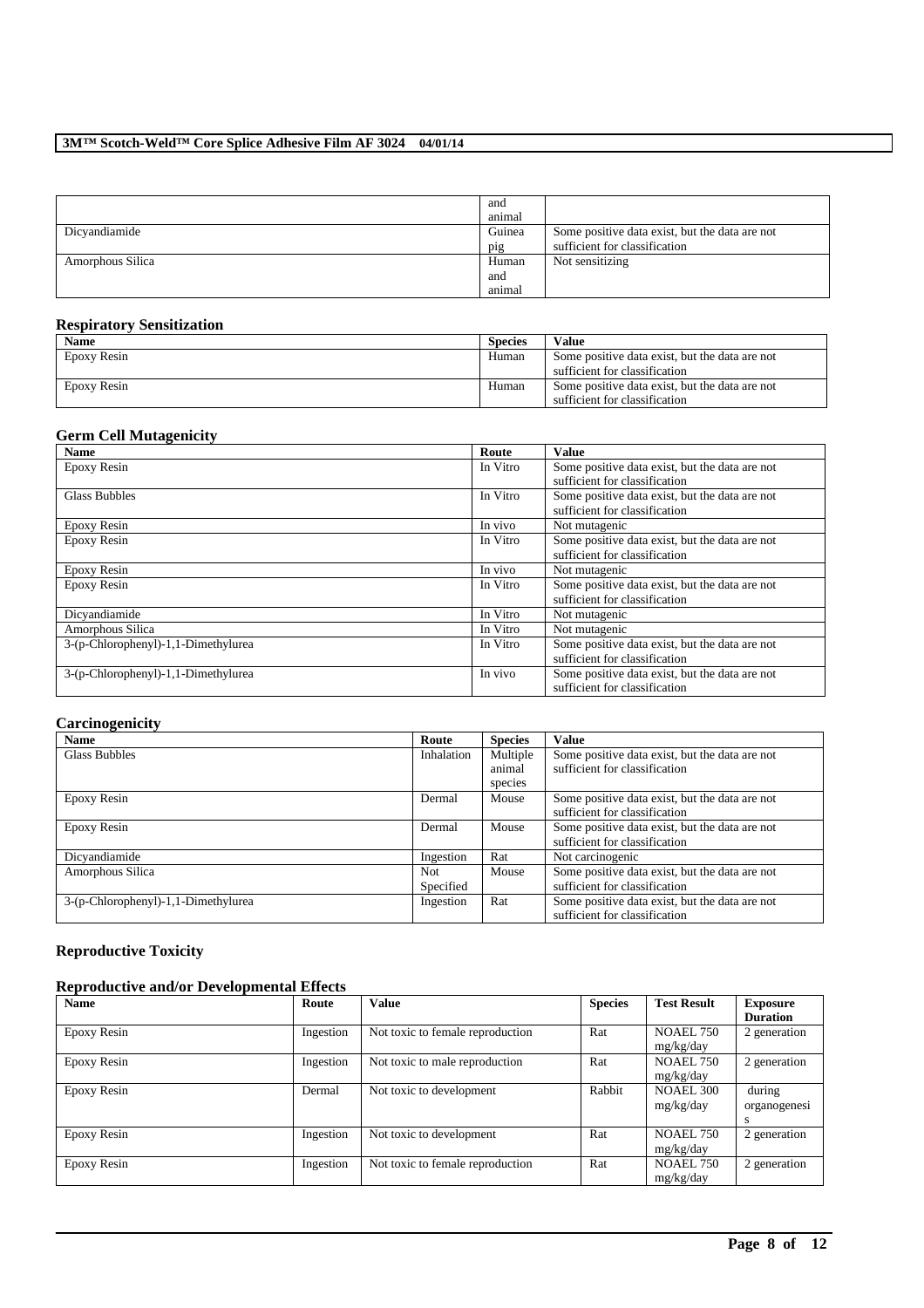| | and animal | |
|---|---|---|
| Dicyandiamide | Guinea pig | Some positive data exist, but the data are not sufficient for classification |
| Amorphous Silica | Human and animal | Not sensitizing |

## Respiratory Sensitization

| Name | Species | Value |
|---|---|---|
| Epoxy Resin | Human | Some positive data exist, but the data are not sufficient for classification |
| Epoxy Resin | Human | Some positive data exist, but the data are not sufficient for classification |

## Germ Cell Mutagenicity

| Name | Route | Value |
|---|---|---|
| Epoxy Resin | In Vitro | Some positive data exist, but the data are not sufficient for classification |
| Glass Bubbles | In Vitro | Some positive data exist, but the data are not sufficient for classification |
| Epoxy Resin | In vivo | Not mutagenic |
| Epoxy Resin | In Vitro | Some positive data exist, but the data are not sufficient for classification |
| Epoxy Resin | In vivo | Not mutagenic |
| Epoxy Resin | In Vitro | Some positive data exist, but the data are not sufficient for classification |
| Dicyandiamide | In Vitro | Not mutagenic |
| Amorphous Silica | In Vitro | Not mutagenic |
| 3-(p-Chlorophenyl)-1,1-Dimethylurea | In Vitro | Some positive data exist, but the data are not sufficient for classification |
| 3-(p-Chlorophenyl)-1,1-Dimethylurea | In vivo | Some positive data exist, but the data are not sufficient for classification |

## Carcinogenicity

| Name | Route | Species | Value |
|---|---|---|---|
| Glass Bubbles | Inhalation | Multiple animal species | Some positive data exist, but the data are not sufficient for classification |
| Epoxy Resin | Dermal | Mouse | Some positive data exist, but the data are not sufficient for classification |
| Epoxy Resin | Dermal | Mouse | Some positive data exist, but the data are not sufficient for classification |
| Dicyandiamide | Ingestion | Rat | Not carcinogenic |
| Amorphous Silica | Not Specified | Mouse | Some positive data exist, but the data are not sufficient for classification |
| 3-(p-Chlorophenyl)-1,1-Dimethylurea | Ingestion | Rat | Some positive data exist, but the data are not sufficient for classification |

## Reproductive Toxicity

### Reproductive and/or Developmental Effects

| Name | Route | Value | Species | Test Result | Exposure Duration |
|---|---|---|---|---|---|
| Epoxy Resin | Ingestion | Not toxic to female reproduction | Rat | NOAEL 750 mg/kg/day | 2 generation |
| Epoxy Resin | Ingestion | Not toxic to male reproduction | Rat | NOAEL 750 mg/kg/day | 2 generation |
| Epoxy Resin | Dermal | Not toxic to development | Rabbit | NOAEL 300 mg/kg/day | during organogenesis |
| Epoxy Resin | Ingestion | Not toxic to development | Rat | NOAEL 750 mg/kg/day | 2 generation |
| Epoxy Resin | Ingestion | Not toxic to female reproduction | Rat | NOAEL 750 mg/kg/day | 2 generation |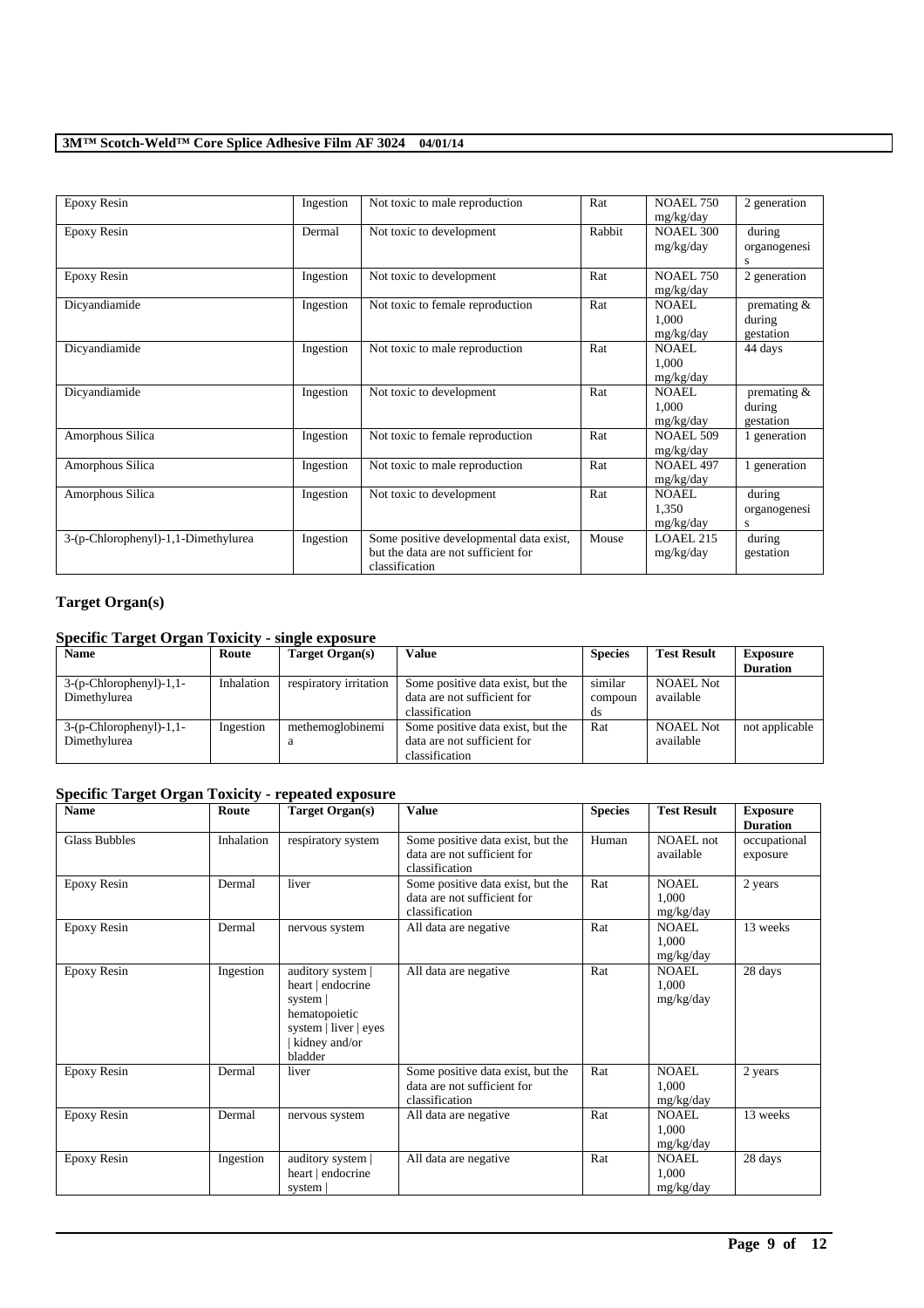| Epoxy Resin | Ingestion | Not toxic to male reproduction | Rat | NOAEL 750 mg/kg/day | 2 generation |
|---|---|---|---|---|---|
| Epoxy Resin | Dermal | Not toxic to development | Rabbit | NOAEL 300 mg/kg/day | during organogenesis |
| Epoxy Resin | Ingestion | Not toxic to development | Rat | NOAEL 750 mg/kg/day | 2 generation |
| Dicyandiamide | Ingestion | Not toxic to female reproduction | Rat | NOAEL 1,000 mg/kg/day | premating & during gestation |
| Dicyandiamide | Ingestion | Not toxic to male reproduction | Rat | NOAEL 1,000 mg/kg/day | 44 days |
| Dicyandiamide | Ingestion | Not toxic to development | Rat | NOAEL 1,000 mg/kg/day | premating & during gestation |
| Amorphous Silica | Ingestion | Not toxic to female reproduction | Rat | NOAEL 509 mg/kg/day | 1 generation |
| Amorphous Silica | Ingestion | Not toxic to male reproduction | Rat | NOAEL 497 mg/kg/day | 1 generation |
| Amorphous Silica | Ingestion | Not toxic to development | Rat | NOAEL 1,350 mg/kg/day | during organogenesis |
| 3-(p-Chlorophenyl)-1,1-Dimethylurea | Ingestion | Some positive developmental data exist, but the data are not sufficient for classification | Mouse | LOAEL 215 mg/kg/day | during gestation |

## Target Organ(s)

### Specific Target Organ Toxicity - single exposure

| Name | Route | Target Organ(s) | Value | Species | Test Result | Exposure Duration |
|---|---|---|---|---|---|---|
| 3-(p-Chlorophenyl)-1,1-Dimethylurea | Inhalation | respiratory irritation | Some positive data exist, but the data are not sufficient for classification | similar compounds | NOAEL Not available | |
| 3-(p-Chlorophenyl)-1,1-Dimethylurea | Ingestion | methemoglobinemia | Some positive data exist, but the data are not sufficient for classification | Rat | NOAEL Not available | not applicable |

### Specific Target Organ Toxicity - repeated exposure

| Name | Route | Target Organ(s) | Value | Species | Test Result | Exposure Duration |
|---|---|---|---|---|---|---|
| Glass Bubbles | Inhalation | respiratory system | Some positive data exist, but the data are not sufficient for classification | Human | NOAEL not available | occupational exposure |
| Epoxy Resin | Dermal | liver | Some positive data exist, but the data are not sufficient for classification | Rat | NOAEL 1,000 mg/kg/day | 2 years |
| Epoxy Resin | Dermal | nervous system | All data are negative | Rat | NOAEL 1,000 mg/kg/day | 13 weeks |
| Epoxy Resin | Ingestion | auditory system \| heart \| endocrine system \| hematopoietic system \| liver \| eyes \| kidney and/or bladder | All data are negative | Rat | NOAEL 1,000 mg/kg/day | 28 days |
| Epoxy Resin | Dermal | liver | Some positive data exist, but the data are not sufficient for classification | Rat | NOAEL 1,000 mg/kg/day | 2 years |
| Epoxy Resin | Dermal | nervous system | All data are negative | Rat | NOAEL 1,000 mg/kg/day | 13 weeks |
| Epoxy Resin | Ingestion | auditory system \| heart \| endocrine system \| | All data are negative | Rat | NOAEL 1,000 mg/kg/day | 28 days |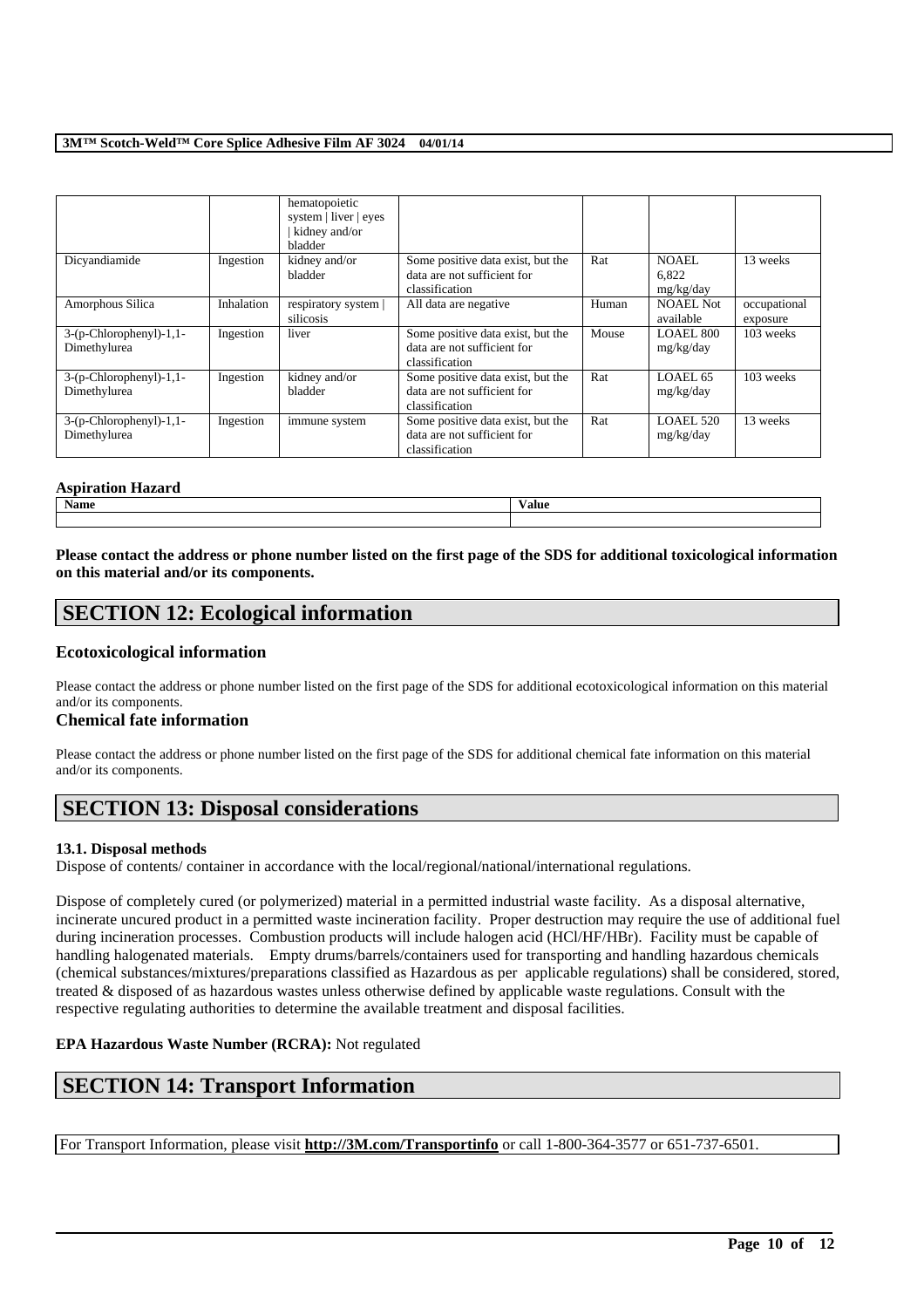| | | hematopoietic system \| liver \| eyes \| kidney and/or bladder | | | | |
|---|---|---|---|---|---|---|
| Dicyandiamide | Ingestion | kidney and/or bladder | Some positive data exist, but the data are not sufficient for classification | Rat | NOAEL 6,822 mg/kg/day | 13 weeks |
| Amorphous Silica | Inhalation | respiratory system \| silicosis | All data are negative | Human | NOAEL Not available | occupational exposure |
| 3-(p-Chlorophenyl)-1,1-Dimethylurea | Ingestion | liver | Some positive data exist, but the data are not sufficient for classification | Mouse | LOAEL 800 mg/kg/day | 103 weeks |
| 3-(p-Chlorophenyl)-1,1-Dimethylurea | Ingestion | kidney and/or bladder | Some positive data exist, but the data are not sufficient for classification | Rat | LOAEL 65 mg/kg/day | 103 weeks |
| 3-(p-Chlorophenyl)-1,1-Dimethylurea | Ingestion | immune system | Some positive data exist, but the data are not sufficient for classification | Rat | LOAEL 520 mg/kg/day | 13 weeks |

**Aspiration Hazard**

| Name | Value |
|---|---|
| | |

**Please contact the address or phone number listed on the first page of the SDS for additional toxicological information on this material and/or its components.**

## SECTION 12: Ecological information

### Ecotoxicological information

Please contact the address or phone number listed on the first page of the SDS for additional ecotoxicological information on this material and/or its components.

### Chemical fate information

Please contact the address or phone number listed on the first page of the SDS for additional chemical fate information on this material and/or its components.

## SECTION 13: Disposal considerations

**13.1. Disposal methods**

Dispose of contents/ container in accordance with the local/regional/national/international regulations.

Dispose of completely cured (or polymerized) material in a permitted industrial waste facility. As a disposal alternative, incinerate uncured product in a permitted waste incineration facility. Proper destruction may require the use of additional fuel during incineration processes. Combustion products will include halogen acid (HCl/HF/HBr). Facility must be capable of handling halogenated materials. Empty drums/barrels/containers used for transporting and handling hazardous chemicals (chemical substances/mixtures/preparations classified as Hazardous as per applicable regulations) shall be considered, stored, treated & disposed of as hazardous wastes unless otherwise defined by applicable waste regulations. Consult with the respective regulating authorities to determine the available treatment and disposal facilities.

**EPA Hazardous Waste Number (RCRA):** Not regulated

## SECTION 14: Transport Information

For Transport Information, please visit **http://3M.com/Transportinfo** or call 1-800-364-3577 or 651-737-6501.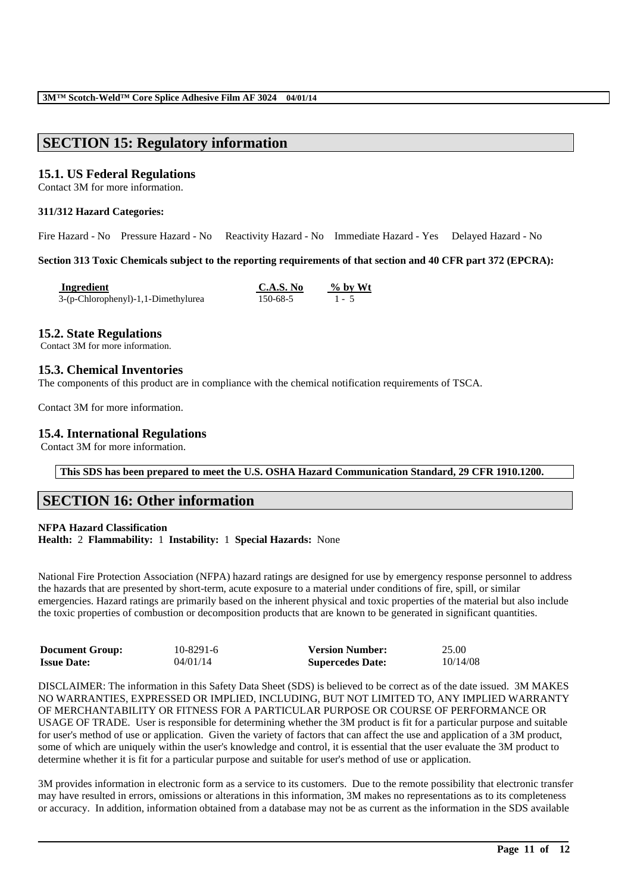# SECTION 15: Regulatory information

## 15.1. US Federal Regulations

Contact 3M for more information.

**311/312 Hazard Categories:**

Fire Hazard - No  Pressure Hazard - No  Reactivity Hazard - No  Immediate Hazard - Yes  Delayed Hazard - No

**Section 313 Toxic Chemicals subject to the reporting requirements of that section and 40 CFR part 372 (EPCRA):**

| Ingredient | C.A.S. No | % by Wt |
|---|---|---|
| 3-(p-Chlorophenyl)-1,1-Dimethylurea | 150-68-5 | 1 - 5 |

## 15.2. State Regulations

Contact 3M for more information.

## 15.3. Chemical Inventories

The components of this product are in compliance with the chemical notification requirements of TSCA.

Contact 3M for more information.

## 15.4. International Regulations

Contact 3M for more information.

**This SDS has been prepared to meet the U.S. OSHA Hazard Communication Standard, 29 CFR 1910.1200.**

# SECTION 16: Other information

**NFPA Hazard Classification**

**Health:** 2 **Flammability:** 1 **Instability:** 1 **Special Hazards:** None

National Fire Protection Association (NFPA) hazard ratings are designed for use by emergency response personnel to address the hazards that are presented by short-term, acute exposure to a material under conditions of fire, spill, or similar emergencies. Hazard ratings are primarily based on the inherent physical and toxic properties of the material but also include the toxic properties of combustion or decomposition products that are known to be generated in significant quantities.

| | | | |
|---|---|---|---|
| **Document Group:** | 10-8291-6 | **Version Number:** | 25.00 |
| **Issue Date:** | 04/01/14 | **Supercedes Date:** | 10/14/08 |

DISCLAIMER: The information in this Safety Data Sheet (SDS) is believed to be correct as of the date issued. 3M MAKES NO WARRANTIES, EXPRESSED OR IMPLIED, INCLUDING, BUT NOT LIMITED TO, ANY IMPLIED WARRANTY OF MERCHANTABILITY OR FITNESS FOR A PARTICULAR PURPOSE OR COURSE OF PERFORMANCE OR USAGE OF TRADE. User is responsible for determining whether the 3M product is fit for a particular purpose and suitable for user's method of use or application. Given the variety of factors that can affect the use and application of a 3M product, some of which are uniquely within the user's knowledge and control, it is essential that the user evaluate the 3M product to determine whether it is fit for a particular purpose and suitable for user's method of use or application.

3M provides information in electronic form as a service to its customers. Due to the remote possibility that electronic transfer may have resulted in errors, omissions or alterations in this information, 3M makes no representations as to its completeness or accuracy. In addition, information obtained from a database may not be as current as the information in the SDS available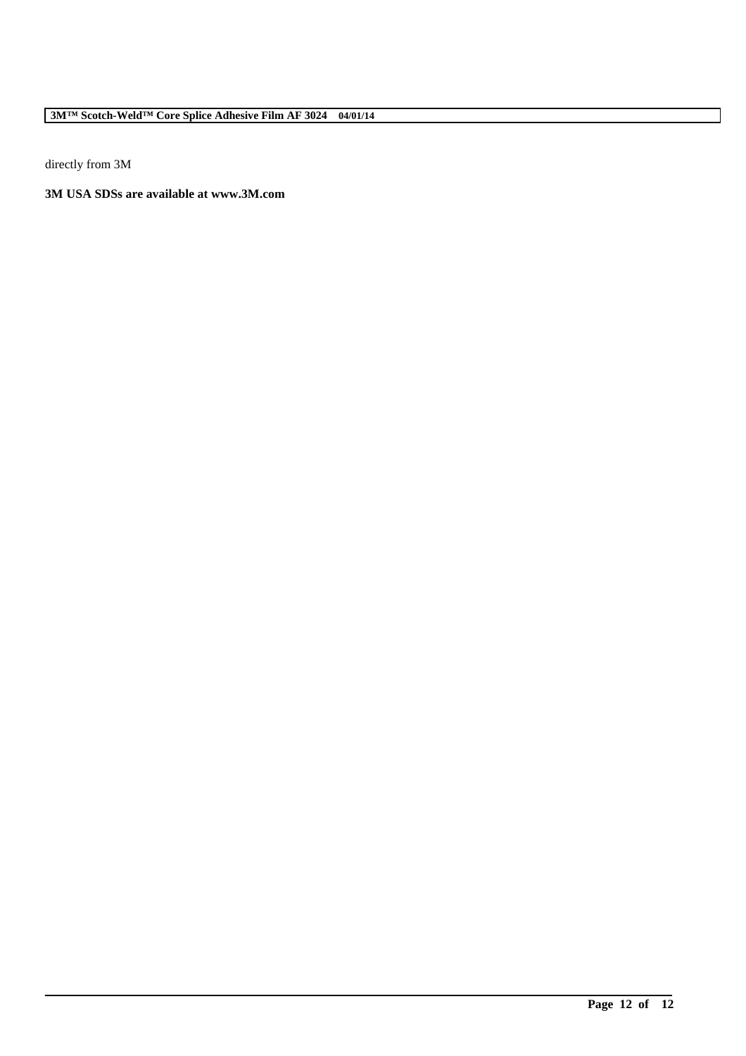directly from 3M

**3M USA SDSs are available at www.3M.com**